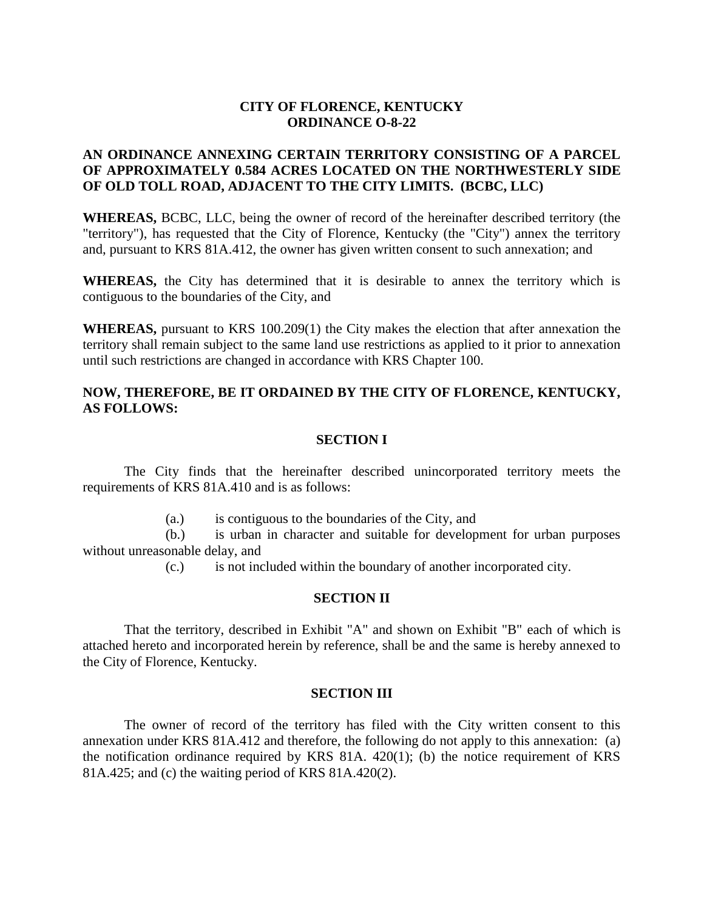**CITY OF FLORENCE, KENTUCKY**
**ORDINANCE O-8-22**

**AN ORDINANCE ANNEXING CERTAIN TERRITORY CONSISTING OF A PARCEL OF APPROXIMATELY 0.584 ACRES LOCATED ON THE NORTHWESTERLY SIDE OF OLD TOLL ROAD, ADJACENT TO THE CITY LIMITS. (BCBC, LLC)**

**WHEREAS,** BCBC, LLC, being the owner of record of the hereinafter described territory (the "territory"), has requested that the City of Florence, Kentucky (the "City") annex the territory and, pursuant to KRS 81A.412, the owner has given written consent to such annexation; and

**WHEREAS,** the City has determined that it is desirable to annex the territory which is contiguous to the boundaries of the City, and

**WHEREAS,** pursuant to KRS 100.209(1) the City makes the election that after annexation the territory shall remain subject to the same land use restrictions as applied to it prior to annexation until such restrictions are changed in accordance with KRS Chapter 100.

**NOW, THEREFORE, BE IT ORDAINED BY THE CITY OF FLORENCE, KENTUCKY, AS FOLLOWS:**

**SECTION I**

The City finds that the hereinafter described unincorporated territory meets the requirements of KRS 81A.410 and is as follows:

(a.) is contiguous to the boundaries of the City, and

(b.) is urban in character and suitable for development for urban purposes without unreasonable delay, and

(c.) is not included within the boundary of another incorporated city.

**SECTION II**

That the territory, described in Exhibit "A" and shown on Exhibit "B" each of which is attached hereto and incorporated herein by reference, shall be and the same is hereby annexed to the City of Florence, Kentucky.

**SECTION III**

The owner of record of the territory has filed with the City written consent to this annexation under KRS 81A.412 and therefore, the following do not apply to this annexation: (a) the notification ordinance required by KRS 81A. 420(1); (b) the notice requirement of KRS 81A.425; and (c) the waiting period of KRS 81A.420(2).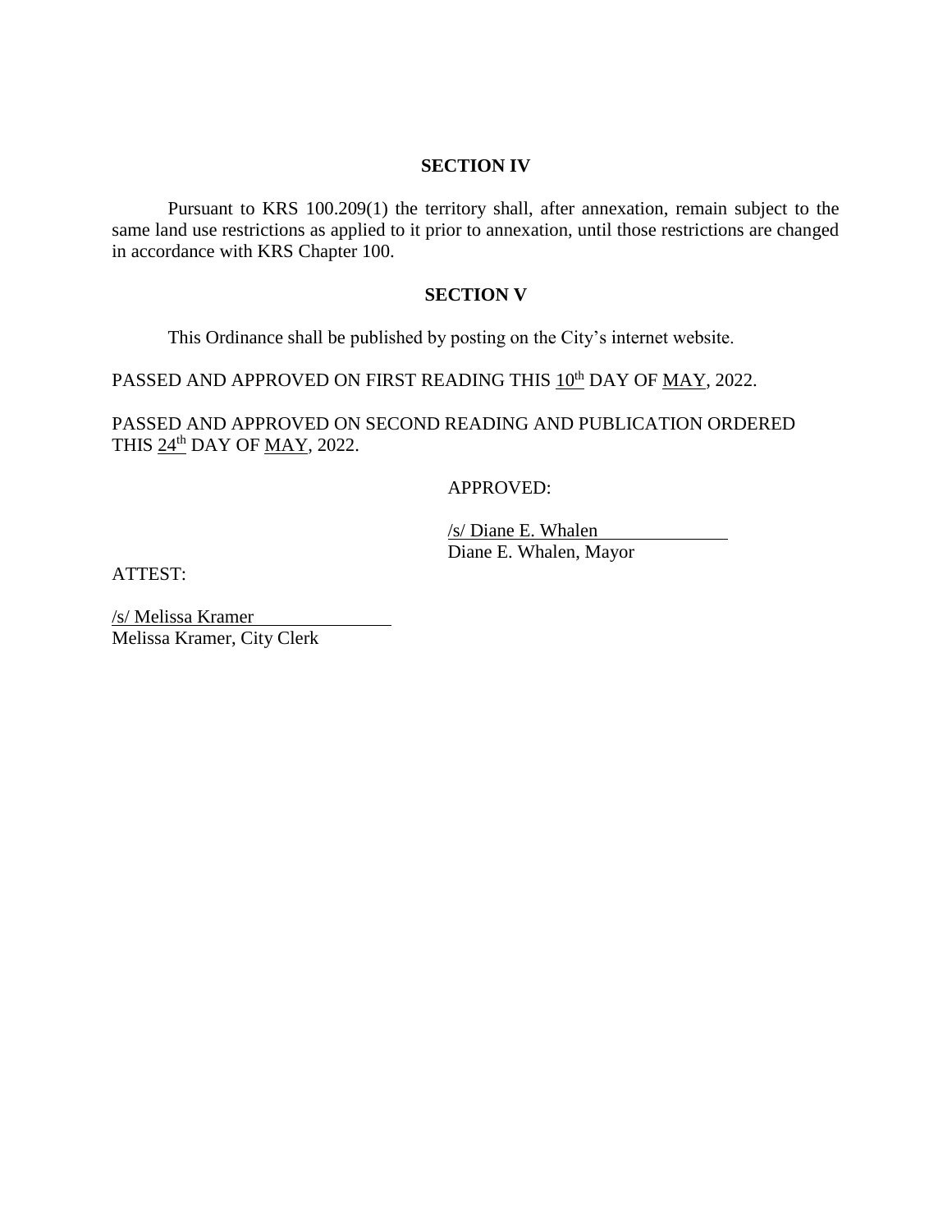### SECTION IV

Pursuant to KRS 100.209(1) the territory shall, after annexation, remain subject to the same land use restrictions as applied to it prior to annexation, until those restrictions are changed in accordance with KRS Chapter 100.

### SECTION V

This Ordinance shall be published by posting on the City's internet website.

PASSED AND APPROVED ON FIRST READING THIS 10th DAY OF MAY, 2022.

PASSED AND APPROVED ON SECOND READING AND PUBLICATION ORDERED THIS 24th DAY OF MAY, 2022.

APPROVED:

/s/ Diane E. Whalen
Diane E. Whalen, Mayor

ATTEST:

/s/ Melissa Kramer
Melissa Kramer, City Clerk